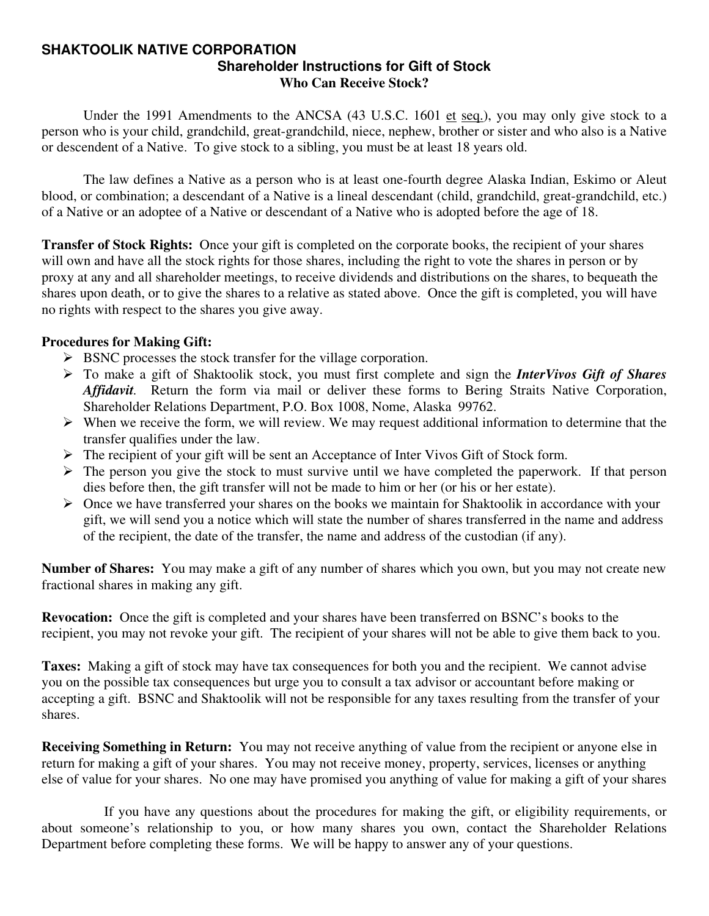# SHAKTOOLIK NATIVE CORPORATION

## Shareholder Instructions for Gift of Stock

### Who Can Receive Stock?

Under the 1991 Amendments to the ANCSA (43 U.S.C. 1601 et seq.), you may only give stock to a person who is your child, grandchild, great-grandchild, niece, nephew, brother or sister and who also is a Native or descendent of a Native. To give stock to a sibling, you must be at least 18 years old.

The law defines a Native as a person who is at least one-fourth degree Alaska Indian, Eskimo or Aleut blood, or combination; a descendant of a Native is a lineal descendant (child, grandchild, great-grandchild, etc.) of a Native or an adoptee of a Native or descendant of a Native who is adopted before the age of 18.

**Transfer of Stock Rights:** Once your gift is completed on the corporate books, the recipient of your shares will own and have all the stock rights for those shares, including the right to vote the shares in person or by proxy at any and all shareholder meetings, to receive dividends and distributions on the shares, to bequeath the shares upon death, or to give the shares to a relative as stated above. Once the gift is completed, you will have no rights with respect to the shares you give away.

**Procedures for Making Gift:**

- BSNC processes the stock transfer for the village corporation.
- To make a gift of Shaktoolik stock, you must first complete and sign the ***InterVivos Gift of Shares Affidavit***. Return the form via mail or deliver these forms to Bering Straits Native Corporation, Shareholder Relations Department, P.O. Box 1008, Nome, Alaska 99762.
- When we receive the form, we will review. We may request additional information to determine that the transfer qualifies under the law.
- The recipient of your gift will be sent an Acceptance of Inter Vivos Gift of Stock form.
- The person you give the stock to must survive until we have completed the paperwork. If that person dies before then, the gift transfer will not be made to him or her (or his or her estate).
- Once we have transferred your shares on the books we maintain for Shaktoolik in accordance with your gift, we will send you a notice which will state the number of shares transferred in the name and address of the recipient, the date of the transfer, the name and address of the custodian (if any).

**Number of Shares:** You may make a gift of any number of shares which you own, but you may not create new fractional shares in making any gift.

**Revocation:** Once the gift is completed and your shares have been transferred on BSNC's books to the recipient, you may not revoke your gift. The recipient of your shares will not be able to give them back to you.

**Taxes:** Making a gift of stock may have tax consequences for both you and the recipient. We cannot advise you on the possible tax consequences but urge you to consult a tax advisor or accountant before making or accepting a gift. BSNC and Shaktoolik will not be responsible for any taxes resulting from the transfer of your shares.

**Receiving Something in Return:** You may not receive anything of value from the recipient or anyone else in return for making a gift of your shares. You may not receive money, property, services, licenses or anything else of value for your shares. No one may have promised you anything of value for making a gift of your shares

If you have any questions about the procedures for making the gift, or eligibility requirements, or about someone's relationship to you, or how many shares you own, contact the Shareholder Relations Department before completing these forms. We will be happy to answer any of your questions.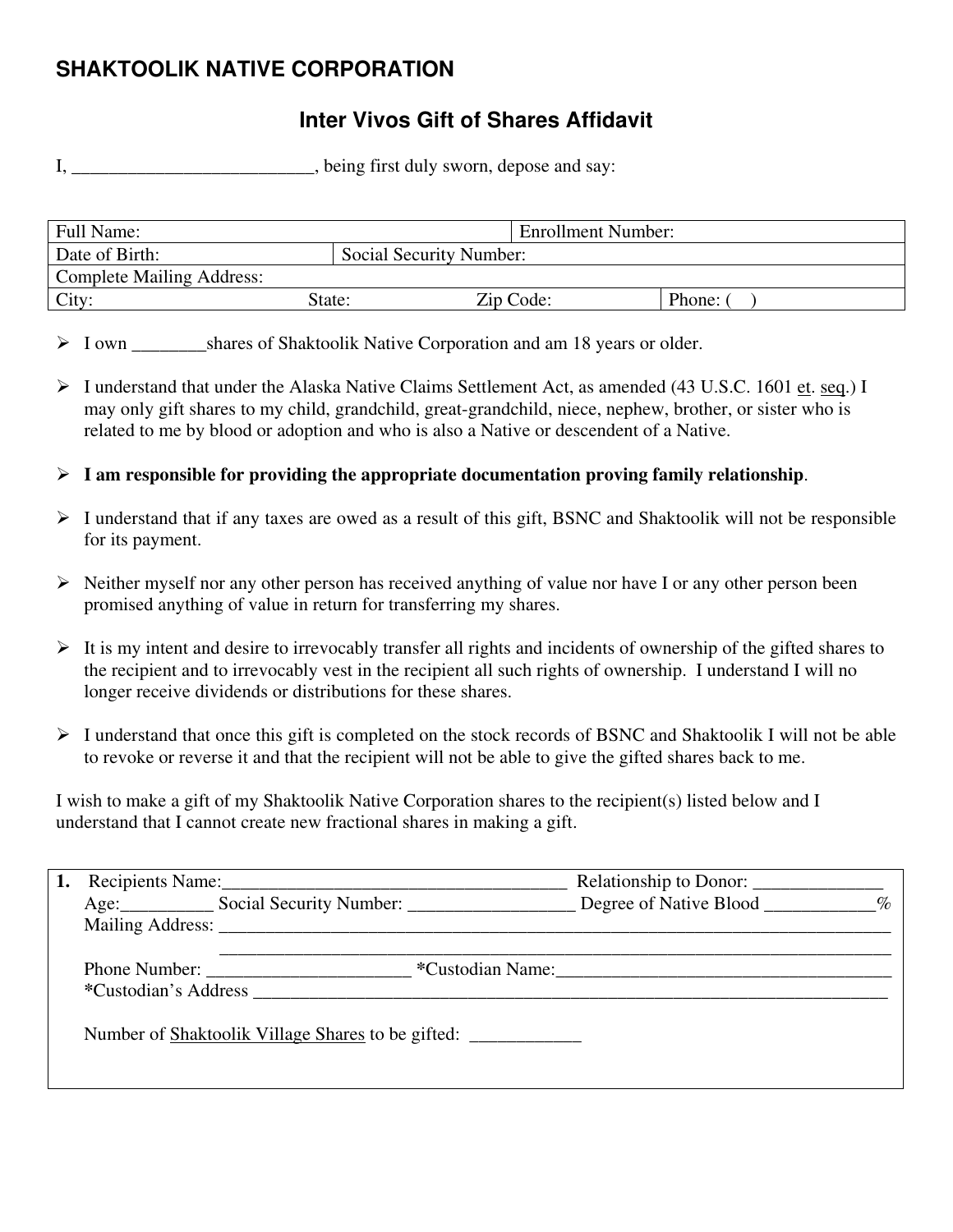# SHAKTOOLIK NATIVE CORPORATION

## Inter Vivos Gift of Shares Affidavit

I, __________________________, being first duly sworn, depose and say:

| Full Name: | | Enrollment Number: | |
|---|---|---|---|
| Date of Birth: | Social Security Number: | | |
| Complete Mailing Address: | | | |
| City: | State: | Zip Code: | Phone: (    ) |

- I own ________shares of Shaktoolik Native Corporation and am 18 years or older.
- I understand that under the Alaska Native Claims Settlement Act, as amended (43 U.S.C. 1601 et. seq.) I may only gift shares to my child, grandchild, great-grandchild, niece, nephew, brother, or sister who is related to me by blood or adoption and who is also a Native or descendent of a Native.
- **I am responsible for providing the appropriate documentation proving family relationship**.
- I understand that if any taxes are owed as a result of this gift, BSNC and Shaktoolik will not be responsible for its payment.
- Neither myself nor any other person has received anything of value nor have I or any other person been promised anything of value in return for transferring my shares.
- It is my intent and desire to irrevocably transfer all rights and incidents of ownership of the gifted shares to the recipient and to irrevocably vest in the recipient all such rights of ownership. I understand I will no longer receive dividends or distributions for these shares.
- I understand that once this gift is completed on the stock records of BSNC and Shaktoolik I will not be able to revoke or reverse it and that the recipient will not be able to give the gifted shares back to me.

I wish to make a gift of my Shaktoolik Native Corporation shares to the recipient(s) listed below and I understand that I cannot create new fractional shares in making a gift.

**1.** Recipients Name:_____________________________________ Relationship to Donor: ______________

Age:__________ Social Security Number: __________________ Degree of Native Blood ____________%

Mailing Address: ___________________________________________________________________________

_________________________________________________________________________________

Phone Number: ______________________ *Custodian Name:____________________________________

*Custodian's Address _______________________________________________________________________

Number of Shaktoolik Village Shares to be gifted: ____________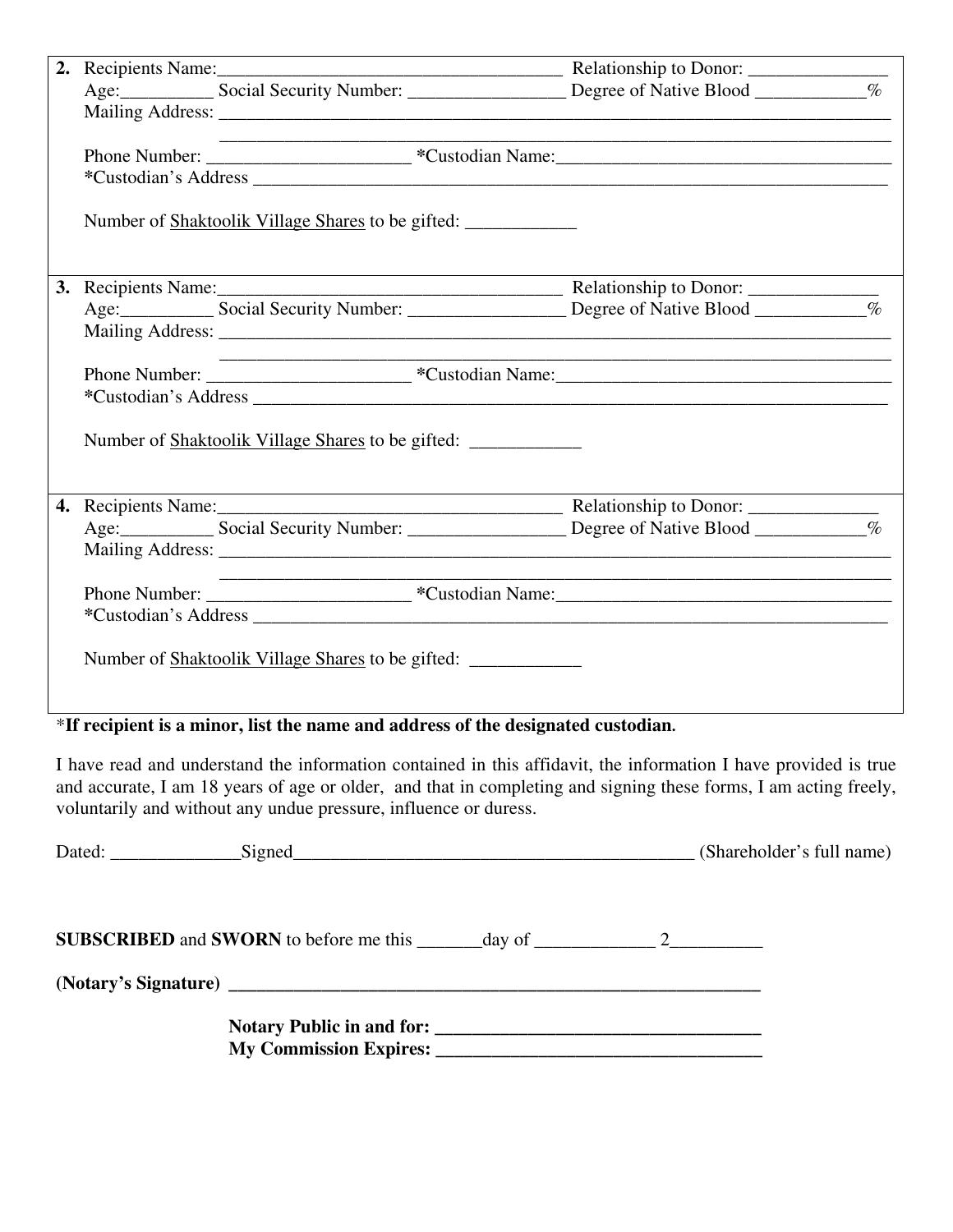**2.** Recipients Name:_____________________________________ Relationship to Donor: _______________
Age:__________ Social Security Number: _________________ Degree of Native Blood ____________%
Mailing Address: ___________________________________________________________________________
___________________________________________________________________________
Phone Number: ______________________ ***Custodian Name:**____________________________________
***Custodian's Address** ____________________________________________________________________

Number of <u>Shaktoolik Village Shares</u> to be gifted: ____________

**3.** Recipients Name:_____________________________________ Relationship to Donor: ______________
Age:__________ Social Security Number: _________________ Degree of Native Blood ____________%
Mailing Address: ___________________________________________________________________________
___________________________________________________________________________
Phone Number: _____________________ ***Custodian Name:**____________________________________
***Custodian's Address** ____________________________________________________________________

Number of <u>Shaktoolik Village Shares</u> to be gifted: ____________

**4.** Recipients Name:_____________________________________ Relationship to Donor: ______________
Age:__________ Social Security Number: _________________ Degree of Native Blood ____________%
Mailing Address: ___________________________________________________________________________
___________________________________________________________________________
Phone Number: ______________________ ***Custodian Name:**____________________________________
***Custodian's Address** ____________________________________________________________________

Number of <u>Shaktoolik Village Shares</u> to be gifted: ____________

***If recipient is a minor, list the name and address of the designated custodian.**

I have read and understand the information contained in this affidavit, the information I have provided is true and accurate, I am 18 years of age or older, and that in completing and signing these forms, I am acting freely, voluntarily and without any undue pressure, influence or duress.

Dated: ______________Signed____________________________________________ (Shareholder's full name)

**SUBSCRIBED** and **SWORN** to before me this _______day of _____________ 2__________

**(Notary's Signature)** ___________________________________________________________

**Notary Public in and for:** ___________________________________

**My Commission Expires:** ___________________________________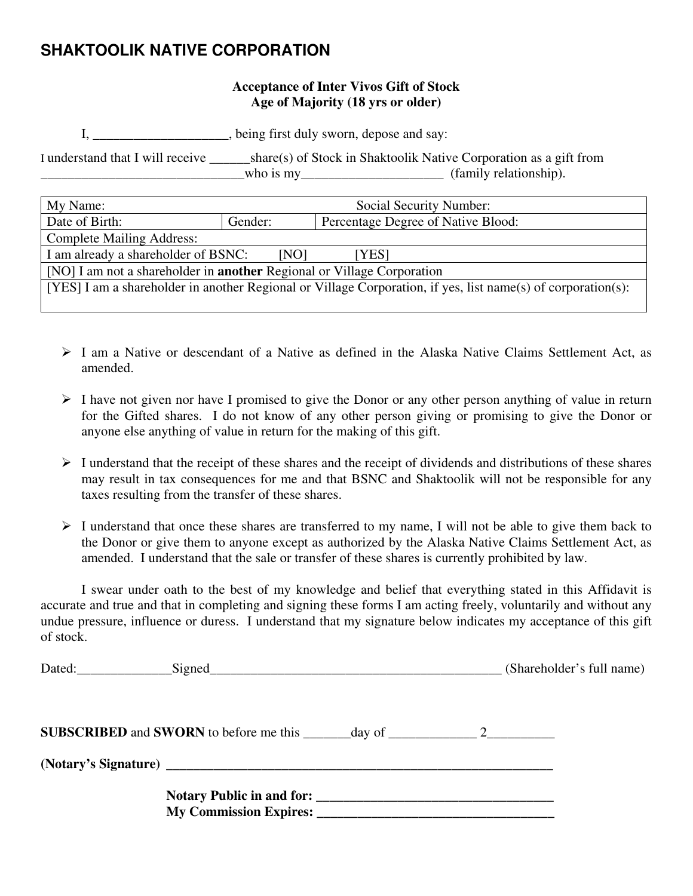# SHAKTOOLIK NATIVE CORPORATION

**Acceptance of Inter Vivos Gift of Stock**
**Age of Majority (18 yrs or older)**

I, ____________________, being first duly sworn, depose and say:

I understand that I will receive ______share(s) of Stock in Shaktoolik Native Corporation as a gift from _______________________________who is my_____________________ (family relationship).

| My Name: | | Social Security Number: |
|---|---|---|
| Date of Birth: | Gender: | Percentage Degree of Native Blood: |
| Complete Mailing Address: | | |
| I am already a shareholder of BSNC: [NO] [YES] | | |
| [NO] I am not a shareholder in **another** Regional or Village Corporation | | |
| [YES] I am a shareholder in another Regional or Village Corporation, if yes, list name(s) of corporation(s): | | |

- I am a Native or descendant of a Native as defined in the Alaska Native Claims Settlement Act, as amended.
- I have not given nor have I promised to give the Donor or any other person anything of value in return for the Gifted shares. I do not know of any other person giving or promising to give the Donor or anyone else anything of value in return for the making of this gift.
- I understand that the receipt of these shares and the receipt of dividends and distributions of these shares may result in tax consequences for me and that BSNC and Shaktoolik will not be responsible for any taxes resulting from the transfer of these shares.
- I understand that once these shares are transferred to my name, I will not be able to give them back to the Donor or give them to anyone except as authorized by the Alaska Native Claims Settlement Act, as amended. I understand that the sale or transfer of these shares is currently prohibited by law.

I swear under oath to the best of my knowledge and belief that everything stated in this Affidavit is accurate and true and that in completing and signing these forms I am acting freely, voluntarily and without any undue pressure, influence or duress. I understand that my signature below indicates my acceptance of this gift of stock.

Dated:______________Signed_____________________________________________ (Shareholder's full name)

**SUBSCRIBED** and **SWORN** to before me this _______day of _____________ 2__________

**(Notary's Signature)** ____________________________________________________________

**Notary Public in and for:** ___________________________________
**My Commission Expires:** ___________________________________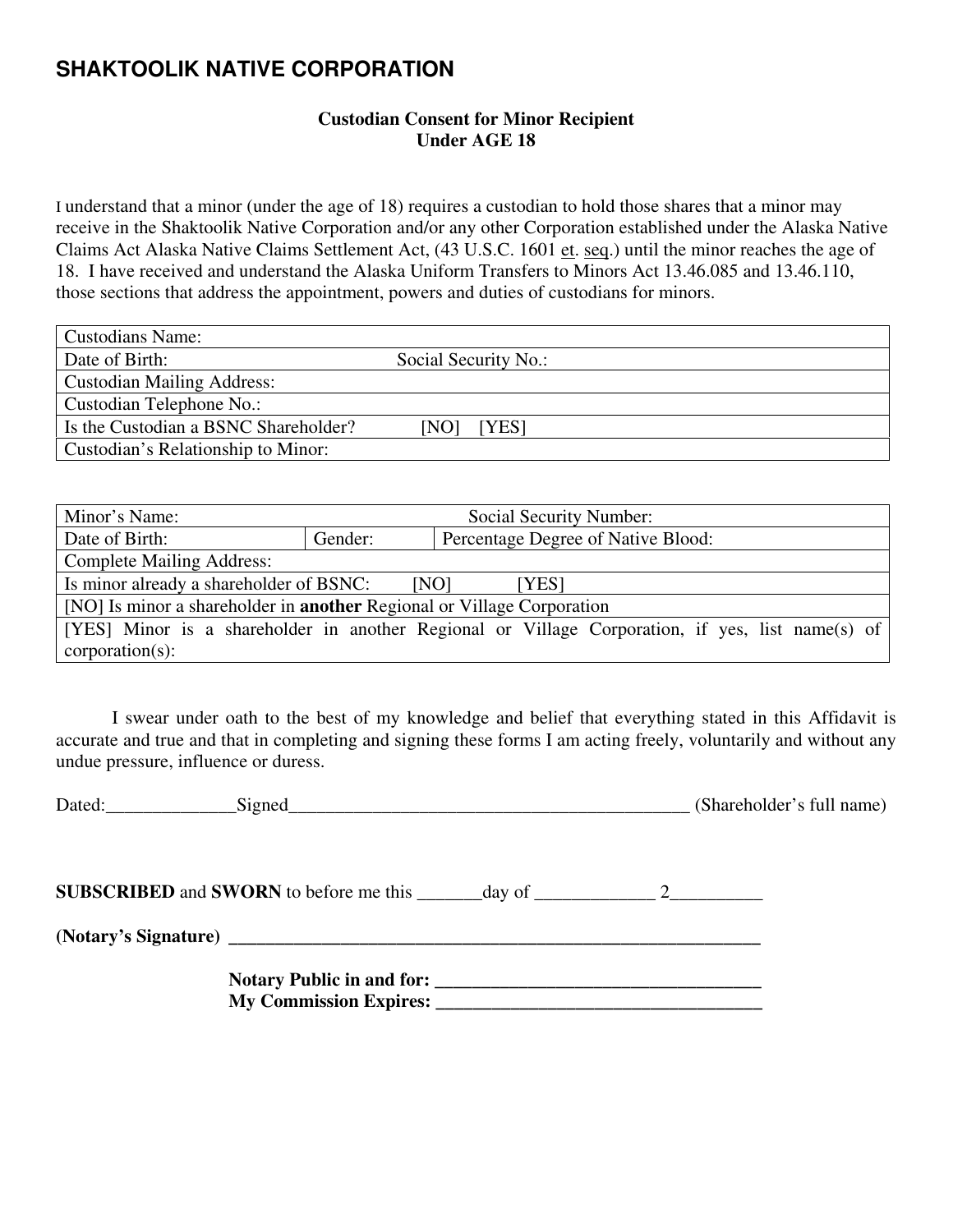# SHAKTOOLIK NATIVE CORPORATION

**Custodian Consent for Minor Recipient**
**Under AGE 18**

I understand that a minor (under the age of 18) requires a custodian to hold those shares that a minor may receive in the Shaktoolik Native Corporation and/or any other Corporation established under the Alaska Native Claims Act Alaska Native Claims Settlement Act, (43 U.S.C. 1601 et. seq.) until the minor reaches the age of 18. I have received and understand the Alaska Uniform Transfers to Minors Act 13.46.085 and 13.46.110, those sections that address the appointment, powers and duties of custodians for minors.

| | |
|---|---|
| Custodians Name: | |
| Date of Birth: | Social Security No.: |
| Custodian Mailing Address: | |
| Custodian Telephone No.: | |
| Is the Custodian a BSNC Shareholder? | [NO] [YES] |
| Custodian's Relationship to Minor: | |

| | | |
|---|---|---|
| Minor's Name: | | Social Security Number: |
| Date of Birth: | Gender: | Percentage Degree of Native Blood: |
| Complete Mailing Address: | | |
| Is minor already a shareholder of BSNC: [NO] [YES] | | |
| [NO] Is minor a shareholder in **another** Regional or Village Corporation | | |
| [YES] Minor is a shareholder in another Regional or Village Corporation, if yes, list name(s) of corporation(s): | | |

I swear under oath to the best of my knowledge and belief that everything stated in this Affidavit is accurate and true and that in completing and signing these forms I am acting freely, voluntarily and without any undue pressure, influence or duress.

Dated:______________Signed_____________________________________________ (Shareholder's full name)

**SUBSCRIBED** and **SWORN** to before me this _______day of _____________ 2__________

**(Notary's Signature)** ____________________________________________________________

**Notary Public in and for:** ___________________________________

**My Commission Expires:** ___________________________________